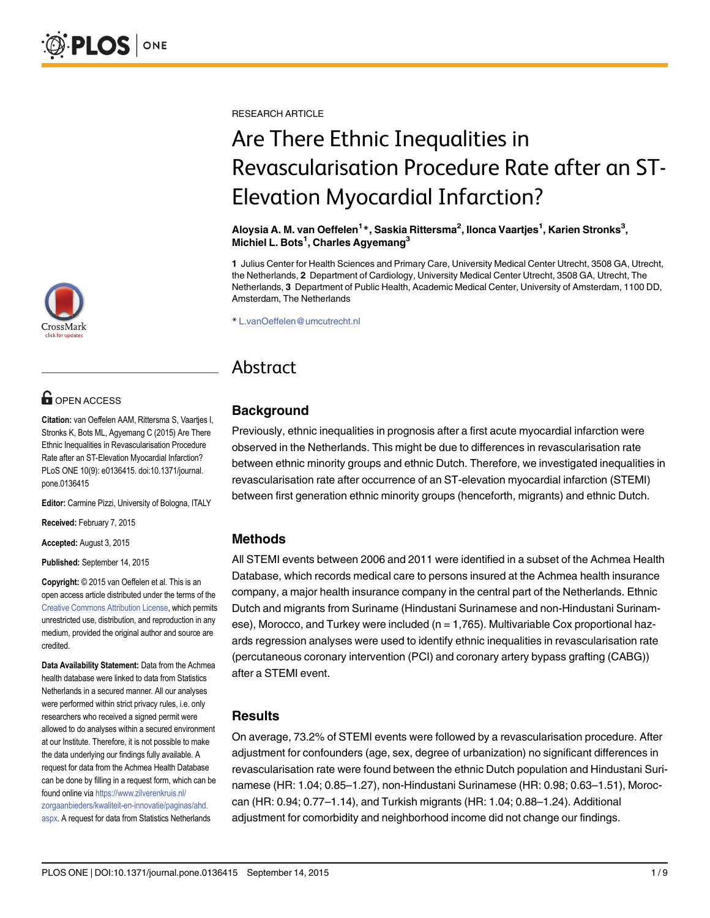RESEARCH ARTICLE

# Are There Ethnic Inequalities in Revascularisation Procedure Rate after an ST-Elevation Myocardial Infarction?

**Aloysia A. M. van Oeffelen[1]*, Saskia Rittersma[2], Ilonca Vaartjes[1], Karien Stronks[3], Michiel L. Bots[1], Charles Agyemang[3]**

**1** Julius Center for Health Sciences and Primary Care, University Medical Center Utrecht, 3508 GA, Utrecht, the Netherlands, **2** Department of Cardiology, University Medical Center Utrecht, 3508 GA, Utrecht, The Netherlands, **3** Department of Public Health, Academic Medical Center, University of Amsterdam, 1100 DD, Amsterdam, The Netherlands

* L.vanOeffelen@umcutrecht.nl

OPEN ACCESS

**Citation:** van Oeffelen AAM, Rittersma S, Vaartjes I, Stronks K, Bots ML, Agyemang C (2015) Are There Ethnic Inequalities in Revascularisation Procedure Rate after an ST-Elevation Myocardial Infarction? PLoS ONE 10(9): e0136415. doi:10.1371/journal.pone.0136415

**Editor:** Carmine Pizzi, University of Bologna, ITALY

**Received:** February 7, 2015

**Accepted:** August 3, 2015

**Published:** September 14, 2015

**Copyright:** © 2015 van Oeffelen et al. This is an open access article distributed under the terms of the Creative Commons Attribution License, which permits unrestricted use, distribution, and reproduction in any medium, provided the original author and source are credited.

**Data Availability Statement:** Data from the Achmea health database were linked to data from Statistics Netherlands in a secured manner. All our analyses were performed within strict privacy rules, i.e. only researchers who received a signed permit were allowed to do analyses within a secured environment at our Institute. Therefore, it is not possible to make the data underlying our findings fully available. A request for data from the Achmea Health Database can be done by filling in a request form, which can be found online via https://www.zilverenkruis.nl/zorgaanbieders/kwaliteit-en-innovatie/paginas/ahd.aspx. A request for data from Statistics Netherlands

## Abstract

### Background

Previously, ethnic inequalities in prognosis after a first acute myocardial infarction were observed in the Netherlands. This might be due to differences in revascularisation rate between ethnic minority groups and ethnic Dutch. Therefore, we investigated inequalities in revascularisation rate after occurrence of an ST-elevation myocardial infarction (STEMI) between first generation ethnic minority groups (henceforth, migrants) and ethnic Dutch.

### Methods

All STEMI events between 2006 and 2011 were identified in a subset of the Achmea Health Database, which records medical care to persons insured at the Achmea health insurance company, a major health insurance company in the central part of the Netherlands. Ethnic Dutch and migrants from Suriname (Hindustani Surinamese and non-Hindustani Surinamese), Morocco, and Turkey were included (n = 1,765). Multivariable Cox proportional hazards regression analyses were used to identify ethnic inequalities in revascularisation rate (percutaneous coronary intervention (PCI) and coronary artery bypass grafting (CABG)) after a STEMI event.

### Results

On average, 73.2% of STEMI events were followed by a revascularisation procedure. After adjustment for confounders (age, sex, degree of urbanization) no significant differences in revascularisation rate were found between the ethnic Dutch population and Hindustani Surinamese (HR: 1.04; 0.85–1.27), non-Hindustani Surinamese (HR: 0.98; 0.63–1.51), Moroccan (HR: 0.94; 0.77–1.14), and Turkish migrants (HR: 1.04; 0.88–1.24). Additional adjustment for comorbidity and neighborhood income did not change our findings.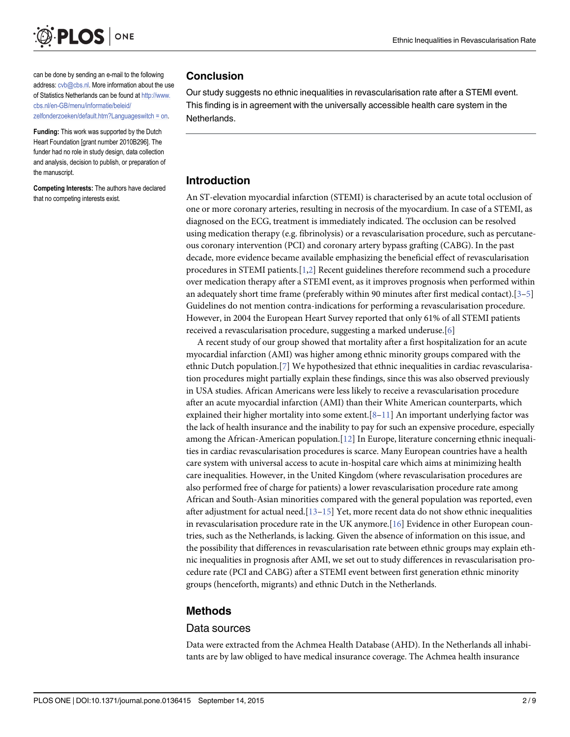can be done by sending an e-mail to the following address: cvb@cbs.nl. More information about the use of Statistics Netherlands can be found at http://www.cbs.nl/en-GB/menu/informatie/beleid/zelfonderzoeken/default.htm?Languageswitch = on.

**Funding:** This work was supported by the Dutch Heart Foundation [grant number 2010B296]. The funder had no role in study design, data collection and analysis, decision to publish, or preparation of the manuscript.

**Competing Interests:** The authors have declared that no competing interests exist.

## Conclusion

Our study suggests no ethnic inequalities in revascularisation rate after a STEMI event. This finding is in agreement with the universally accessible health care system in the Netherlands.

## Introduction

An ST-elevation myocardial infarction (STEMI) is characterised by an acute total occlusion of one or more coronary arteries, resulting in necrosis of the myocardium. In case of a STEMI, as diagnosed on the ECG, treatment is immediately indicated. The occlusion can be resolved using medication therapy (e.g. fibrinolysis) or a revascularisation procedure, such as percutaneous coronary intervention (PCI) and coronary artery bypass grafting (CABG). In the past decade, more evidence became available emphasizing the beneficial effect of revascularisation procedures in STEMI patients.[1,2] Recent guidelines therefore recommend such a procedure over medication therapy after a STEMI event, as it improves prognosis when performed within an adequately short time frame (preferably within 90 minutes after first medical contact).[3–5] Guidelines do not mention contra-indications for performing a revascularisation procedure. However, in 2004 the European Heart Survey reported that only 61% of all STEMI patients received a revascularisation procedure, suggesting a marked underuse.[6]

A recent study of our group showed that mortality after a first hospitalization for an acute myocardial infarction (AMI) was higher among ethnic minority groups compared with the ethnic Dutch population.[7] We hypothesized that ethnic inequalities in cardiac revascularisation procedures might partially explain these findings, since this was also observed previously in USA studies. African Americans were less likely to receive a revascularisation procedure after an acute myocardial infarction (AMI) than their White American counterparts, which explained their higher mortality into some extent.[8–11] An important underlying factor was the lack of health insurance and the inability to pay for such an expensive procedure, especially among the African-American population.[12] In Europe, literature concerning ethnic inequalities in cardiac revascularisation procedures is scarce. Many European countries have a health care system with universal access to acute in-hospital care which aims at minimizing health care inequalities. However, in the United Kingdom (where revascularisation procedures are also performed free of charge for patients) a lower revascularisation procedure rate among African and South-Asian minorities compared with the general population was reported, even after adjustment for actual need.[13–15] Yet, more recent data do not show ethnic inequalities in revascularisation procedure rate in the UK anymore.[16] Evidence in other European countries, such as the Netherlands, is lacking. Given the absence of information on this issue, and the possibility that differences in revascularisation rate between ethnic groups may explain ethnic inequalities in prognosis after AMI, we set out to study differences in revascularisation procedure rate (PCI and CABG) after a STEMI event between first generation ethnic minority groups (henceforth, migrants) and ethnic Dutch in the Netherlands.

## Methods

### Data sources

Data were extracted from the Achmea Health Database (AHD). In the Netherlands all inhabitants are by law obliged to have medical insurance coverage. The Achmea health insurance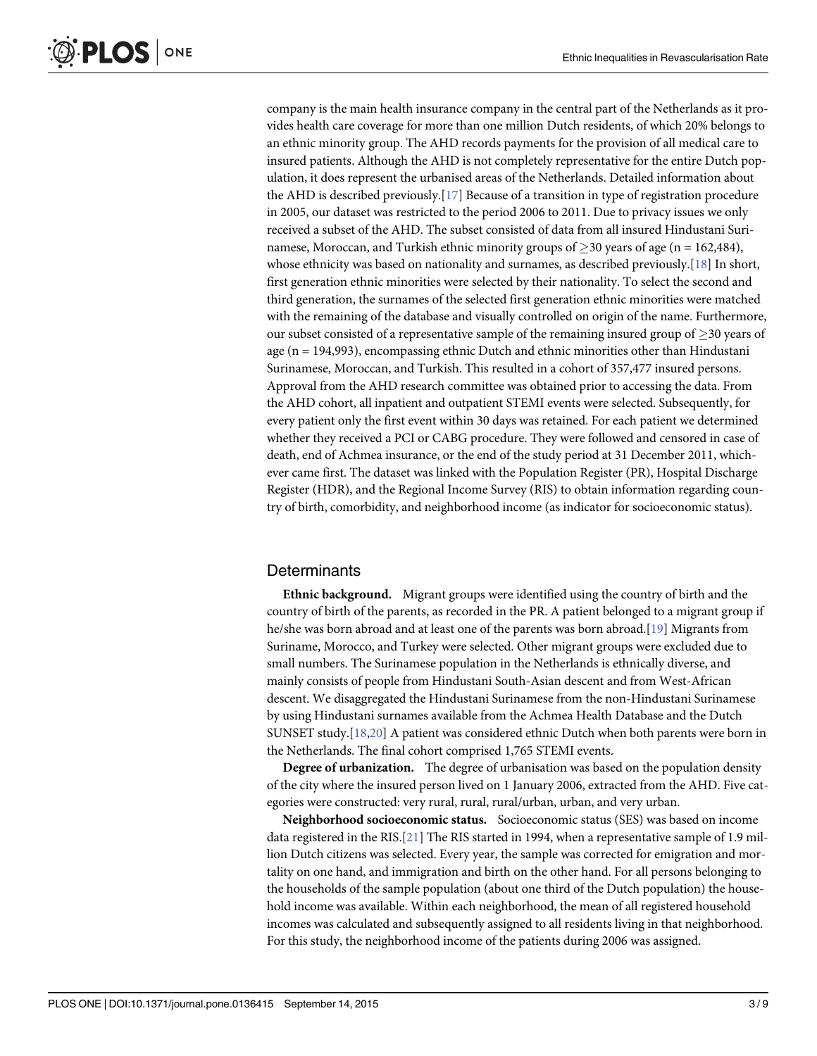company is the main health insurance company in the central part of the Netherlands as it provides health care coverage for more than one million Dutch residents, of which 20% belongs to an ethnic minority group. The AHD records payments for the provision of all medical care to insured patients. Although the AHD is not completely representative for the entire Dutch population, it does represent the urbanised areas of the Netherlands. Detailed information about the AHD is described previously.[17] Because of a transition in type of registration procedure in 2005, our dataset was restricted to the period 2006 to 2011. Due to privacy issues we only received a subset of the AHD. The subset consisted of data from all insured Hindustani Surinamese, Moroccan, and Turkish ethnic minority groups of $\geq$30 years of age (n = 162,484), whose ethnicity was based on nationality and surnames, as described previously.[18] In short, first generation ethnic minorities were selected by their nationality. To select the second and third generation, the surnames of the selected first generation ethnic minorities were matched with the remaining of the database and visually controlled on origin of the name. Furthermore, our subset consisted of a representative sample of the remaining insured group of $\geq$30 years of age (n = 194,993), encompassing ethnic Dutch and ethnic minorities other than Hindustani Surinamese, Moroccan, and Turkish. This resulted in a cohort of 357,477 insured persons. Approval from the AHD research committee was obtained prior to accessing the data. From the AHD cohort, all inpatient and outpatient STEMI events were selected. Subsequently, for every patient only the first event within 30 days was retained. For each patient we determined whether they received a PCI or CABG procedure. They were followed and censored in case of death, end of Achmea insurance, or the end of the study period at 31 December 2011, whichever came first. The dataset was linked with the Population Register (PR), Hospital Discharge Register (HDR), and the Regional Income Survey (RIS) to obtain information regarding country of birth, comorbidity, and neighborhood income (as indicator for socioeconomic status).

## Determinants

**Ethnic background.** Migrant groups were identified using the country of birth and the country of birth of the parents, as recorded in the PR. A patient belonged to a migrant group if he/she was born abroad and at least one of the parents was born abroad.[19] Migrants from Suriname, Morocco, and Turkey were selected. Other migrant groups were excluded due to small numbers. The Surinamese population in the Netherlands is ethnically diverse, and mainly consists of people from Hindustani South-Asian descent and from West-African descent. We disaggregated the Hindustani Surinamese from the non-Hindustani Surinamese by using Hindustani surnames available from the Achmea Health Database and the Dutch SUNSET study.[18,20] A patient was considered ethnic Dutch when both parents were born in the Netherlands. The final cohort comprised 1,765 STEMI events.

**Degree of urbanization.** The degree of urbanisation was based on the population density of the city where the insured person lived on 1 January 2006, extracted from the AHD. Five categories were constructed: very rural, rural, rural/urban, urban, and very urban.

**Neighborhood socioeconomic status.** Socioeconomic status (SES) was based on income data registered in the RIS.[21] The RIS started in 1994, when a representative sample of 1.9 million Dutch citizens was selected. Every year, the sample was corrected for emigration and mortality on one hand, and immigration and birth on the other hand. For all persons belonging to the households of the sample population (about one third of the Dutch population) the household income was available. Within each neighborhood, the mean of all registered household incomes was calculated and subsequently assigned to all residents living in that neighborhood. For this study, the neighborhood income of the patients during 2006 was assigned.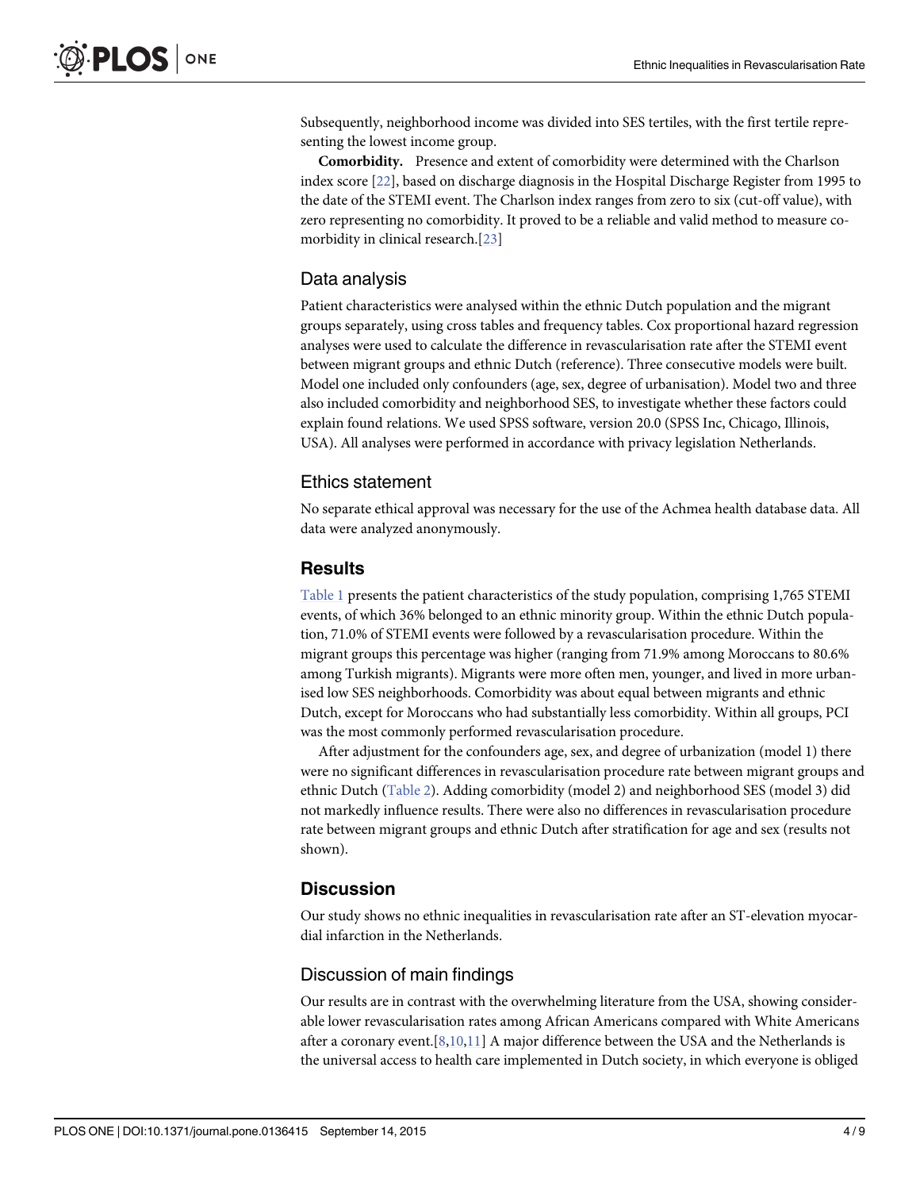Subsequently, neighborhood income was divided into SES tertiles, with the first tertile representing the lowest income group.

**Comorbidity.** Presence and extent of comorbidity were determined with the Charlson index score [22], based on discharge diagnosis in the Hospital Discharge Register from 1995 to the date of the STEMI event. The Charlson index ranges from zero to six (cut-off value), with zero representing no comorbidity. It proved to be a reliable and valid method to measure comorbidity in clinical research.[23]

## Data analysis

Patient characteristics were analysed within the ethnic Dutch population and the migrant groups separately, using cross tables and frequency tables. Cox proportional hazard regression analyses were used to calculate the difference in revascularisation rate after the STEMI event between migrant groups and ethnic Dutch (reference). Three consecutive models were built. Model one included only confounders (age, sex, degree of urbanisation). Model two and three also included comorbidity and neighborhood SES, to investigate whether these factors could explain found relations. We used SPSS software, version 20.0 (SPSS Inc, Chicago, Illinois, USA). All analyses were performed in accordance with privacy legislation Netherlands.

## Ethics statement

No separate ethical approval was necessary for the use of the Achmea health database data. All data were analyzed anonymously.

# Results

Table 1 presents the patient characteristics of the study population, comprising 1,765 STEMI events, of which 36% belonged to an ethnic minority group. Within the ethnic Dutch population, 71.0% of STEMI events were followed by a revascularisation procedure. Within the migrant groups this percentage was higher (ranging from 71.9% among Moroccans to 80.6% among Turkish migrants). Migrants were more often men, younger, and lived in more urbanised low SES neighborhoods. Comorbidity was about equal between migrants and ethnic Dutch, except for Moroccans who had substantially less comorbidity. Within all groups, PCI was the most commonly performed revascularisation procedure.

After adjustment for the confounders age, sex, and degree of urbanization (model 1) there were no significant differences in revascularisation procedure rate between migrant groups and ethnic Dutch (Table 2). Adding comorbidity (model 2) and neighborhood SES (model 3) did not markedly influence results. There were also no differences in revascularisation procedure rate between migrant groups and ethnic Dutch after stratification for age and sex (results not shown).

# Discussion

Our study shows no ethnic inequalities in revascularisation rate after an ST-elevation myocardial infarction in the Netherlands.

## Discussion of main findings

Our results are in contrast with the overwhelming literature from the USA, showing considerable lower revascularisation rates among African Americans compared with White Americans after a coronary event.[8,10,11] A major difference between the USA and the Netherlands is the universal access to health care implemented in Dutch society, in which everyone is obliged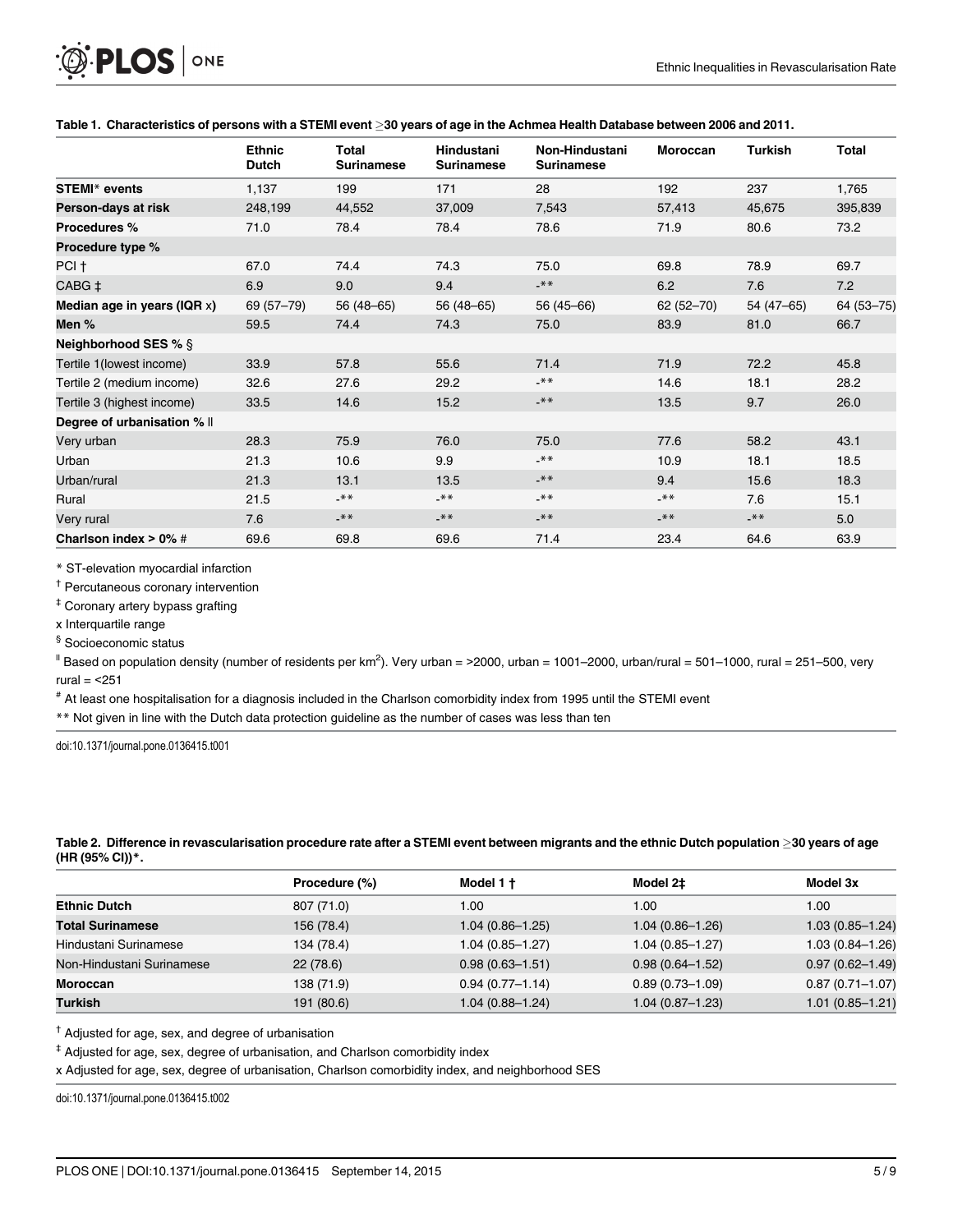**Table 1. Characteristics of persons with a STEMI event ≥30 years of age in the Achmea Health Database between 2006 and 2011.**

| | Ethnic Dutch | Total Surinamese | Hindustani Surinamese | Non-Hindustani Surinamese | Moroccan | Turkish | Total |
|---|---|---|---|---|---|---|---|
| **STEMI* events** | 1,137 | 199 | 171 | 28 | 192 | 237 | 1,765 |
| **Person-days at risk** | 248,199 | 44,552 | 37,009 | 7,543 | 57,413 | 45,675 | 395,839 |
| **Procedures %** | 71.0 | 78.4 | 78.4 | 78.6 | 71.9 | 80.6 | 73.2 |
| **Procedure type %** | | | | | | | |
| PCI † | 67.0 | 74.4 | 74.3 | 75.0 | 69.8 | 78.9 | 69.7 |
| CABG ‡ | 6.9 | 9.0 | 9.4 | -** | 6.2 | 7.6 | 7.2 |
| **Median age in years (IQR x)** | 69 (57–79) | 56 (48–65) | 56 (48–65) | 56 (45–66) | 62 (52–70) | 54 (47–65) | 64 (53–75) |
| **Men %** | 59.5 | 74.4 | 74.3 | 75.0 | 83.9 | 81.0 | 66.7 |
| **Neighborhood SES % §** | | | | | | | |
| Tertile 1(lowest income) | 33.9 | 57.8 | 55.6 | 71.4 | 71.9 | 72.2 | 45.8 |
| Tertile 2 (medium income) | 32.6 | 27.6 | 29.2 | -** | 14.6 | 18.1 | 28.2 |
| Tertile 3 (highest income) | 33.5 | 14.6 | 15.2 | -** | 13.5 | 9.7 | 26.0 |
| **Degree of urbanisation % ll** | | | | | | | |
| Very urban | 28.3 | 75.9 | 76.0 | 75.0 | 77.6 | 58.2 | 43.1 |
| Urban | 21.3 | 10.6 | 9.9 | -** | 10.9 | 18.1 | 18.5 |
| Urban/rural | 21.3 | 13.1 | 13.5 | -** | 9.4 | 15.6 | 18.3 |
| Rural | 21.5 | -** | -** | -** | -** | 7.6 | 15.1 |
| Very rural | 7.6 | -** | -** | -** | -** | -** | 5.0 |
| **Charlson index > 0% #** | 69.6 | 69.8 | 69.6 | 71.4 | 23.4 | 64.6 | 63.9 |

\* ST-elevation myocardial infarction

† Percutaneous coronary intervention

‡ Coronary artery bypass grafting

x Interquartile range

§ Socioeconomic status

ll Based on population density (number of residents per km$^2$). Very urban = >2000, urban = 1001–2000, urban/rural = 501–1000, rural = 251–500, very rural = <251

# At least one hospitalisation for a diagnosis included in the Charlson comorbidity index from 1995 until the STEMI event

** Not given in line with the Dutch data protection guideline as the number of cases was less than ten

doi:10.1371/journal.pone.0136415.t001

**Table 2. Difference in revascularisation procedure rate after a STEMI event between migrants and the ethnic Dutch population ≥30 years of age (HR (95% CI))*.**

| | Procedure (%) | Model 1 † | Model 2‡ | Model 3x |
|---|---|---|---|---|
| **Ethnic Dutch** | 807 (71.0) | 1.00 | 1.00 | 1.00 |
| **Total Surinamese** | 156 (78.4) | 1.04 (0.86–1.25) | 1.04 (0.86–1.26) | 1.03 (0.85–1.24) |
| Hindustani Surinamese | 134 (78.4) | 1.04 (0.85–1.27) | 1.04 (0.85–1.27) | 1.03 (0.84–1.26) |
| Non-Hindustani Surinamese | 22 (78.6) | 0.98 (0.63–1.51) | 0.98 (0.64–1.52) | 0.97 (0.62–1.49) |
| **Moroccan** | 138 (71.9) | 0.94 (0.77–1.14) | 0.89 (0.73–1.09) | 0.87 (0.71–1.07) |
| **Turkish** | 191 (80.6) | 1.04 (0.88–1.24) | 1.04 (0.87–1.23) | 1.01 (0.85–1.21) |

† Adjusted for age, sex, and degree of urbanisation

‡ Adjusted for age, sex, degree of urbanisation, and Charlson comorbidity index

x Adjusted for age, sex, degree of urbanisation, Charlson comorbidity index, and neighborhood SES

doi:10.1371/journal.pone.0136415.t002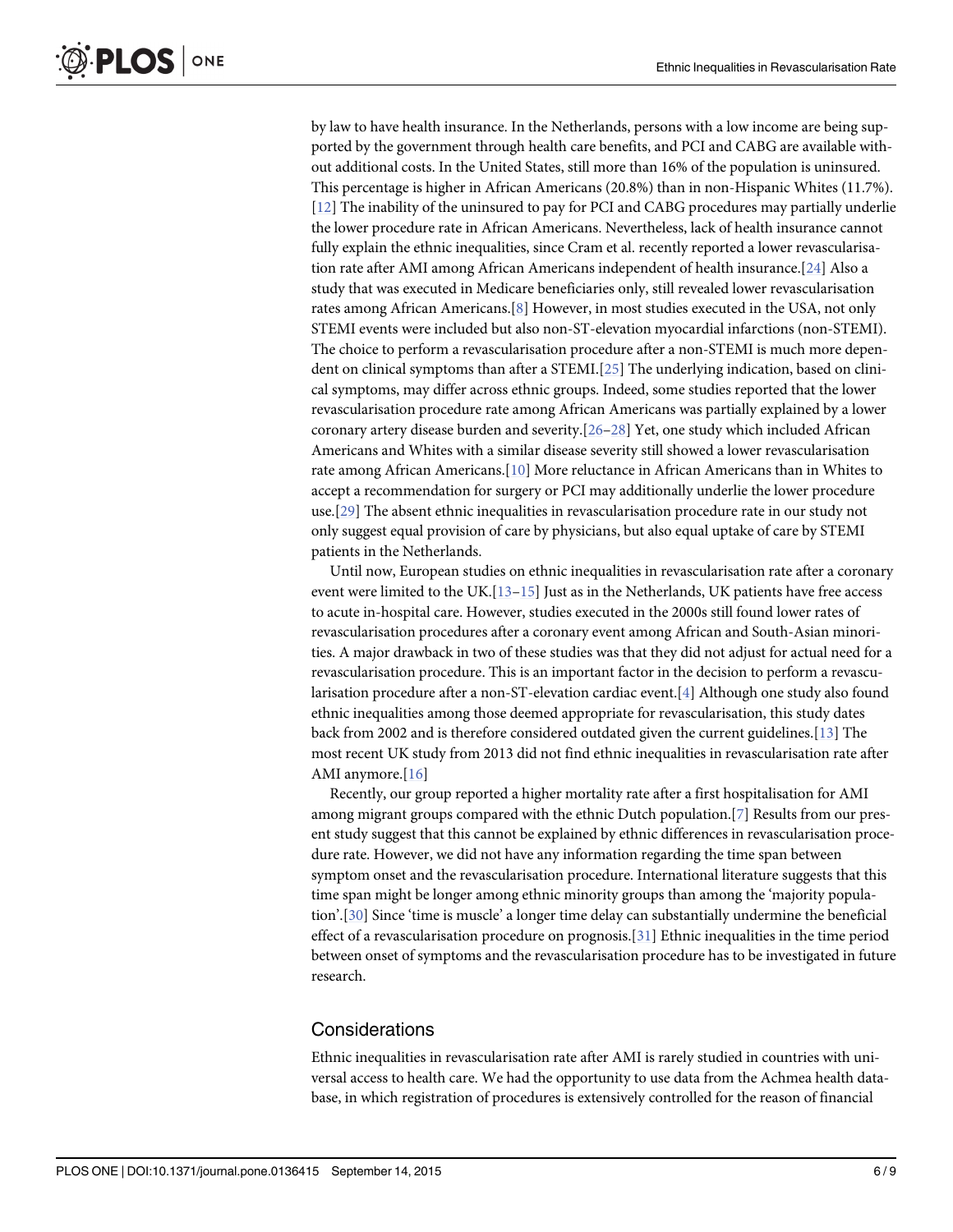by law to have health insurance. In the Netherlands, persons with a low income are being supported by the government through health care benefits, and PCI and CABG are available without additional costs. In the United States, still more than 16% of the population is uninsured. This percentage is higher in African Americans (20.8%) than in non-Hispanic Whites (11.7%).[12] The inability of the uninsured to pay for PCI and CABG procedures may partially underlie the lower procedure rate in African Americans. Nevertheless, lack of health insurance cannot fully explain the ethnic inequalities, since Cram et al. recently reported a lower revascularisation rate after AMI among African Americans independent of health insurance.[24] Also a study that was executed in Medicare beneficiaries only, still revealed lower revascularisation rates among African Americans.[8] However, in most studies executed in the USA, not only STEMI events were included but also non-ST-elevation myocardial infarctions (non-STEMI). The choice to perform a revascularisation procedure after a non-STEMI is much more dependent on clinical symptoms than after a STEMI.[25] The underlying indication, based on clinical symptoms, may differ across ethnic groups. Indeed, some studies reported that the lower revascularisation procedure rate among African Americans was partially explained by a lower coronary artery disease burden and severity.[26–28] Yet, one study which included African Americans and Whites with a similar disease severity still showed a lower revascularisation rate among African Americans.[10] More reluctance in African Americans than in Whites to accept a recommendation for surgery or PCI may additionally underlie the lower procedure use.[29] The absent ethnic inequalities in revascularisation procedure rate in our study not only suggest equal provision of care by physicians, but also equal uptake of care by STEMI patients in the Netherlands.

Until now, European studies on ethnic inequalities in revascularisation rate after a coronary event were limited to the UK.[13–15] Just as in the Netherlands, UK patients have free access to acute in-hospital care. However, studies executed in the 2000s still found lower rates of revascularisation procedures after a coronary event among African and South-Asian minorities. A major drawback in two of these studies was that they did not adjust for actual need for a revascularisation procedure. This is an important factor in the decision to perform a revascularisation procedure after a non-ST-elevation cardiac event.[4] Although one study also found ethnic inequalities among those deemed appropriate for revascularisation, this study dates back from 2002 and is therefore considered outdated given the current guidelines.[13] The most recent UK study from 2013 did not find ethnic inequalities in revascularisation rate after AMI anymore.[16]

Recently, our group reported a higher mortality rate after a first hospitalisation for AMI among migrant groups compared with the ethnic Dutch population.[7] Results from our present study suggest that this cannot be explained by ethnic differences in revascularisation procedure rate. However, we did not have any information regarding the time span between symptom onset and the revascularisation procedure. International literature suggests that this time span might be longer among ethnic minority groups than among the 'majority population'.[30] Since 'time is muscle' a longer time delay can substantially undermine the beneficial effect of a revascularisation procedure on prognosis.[31] Ethnic inequalities in the time period between onset of symptoms and the revascularisation procedure has to be investigated in future research.

## Considerations

Ethnic inequalities in revascularisation rate after AMI is rarely studied in countries with universal access to health care. We had the opportunity to use data from the Achmea health database, in which registration of procedures is extensively controlled for the reason of financial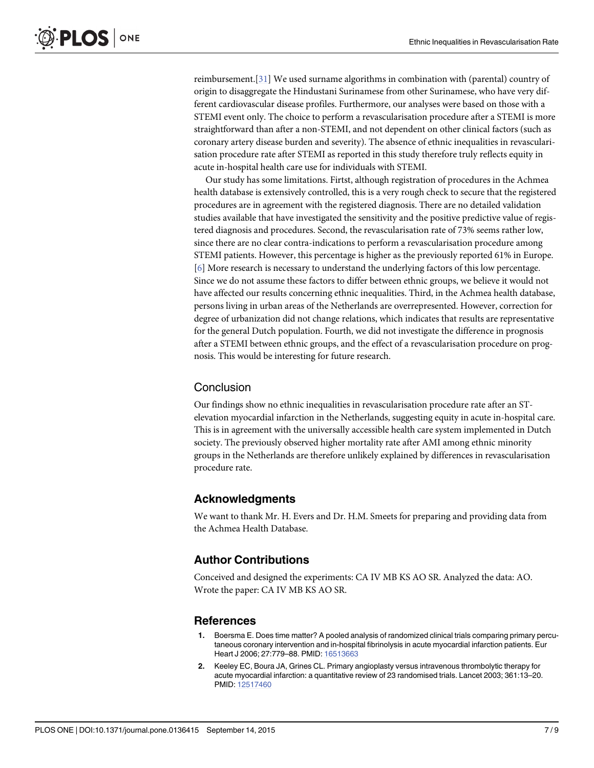reimbursement.[31] We used surname algorithms in combination with (parental) country of origin to disaggregate the Hindustani Surinamese from other Surinamese, who have very different cardiovascular disease profiles. Furthermore, our analyses were based on those with a STEMI event only. The choice to perform a revascularisation procedure after a STEMI is more straightforward than after a non-STEMI, and not dependent on other clinical factors (such as coronary artery disease burden and severity). The absence of ethnic inequalities in revascularisation procedure rate after STEMI as reported in this study therefore truly reflects equity in acute in-hospital health care use for individuals with STEMI.

Our study has some limitations. Firtst, although registration of procedures in the Achmea health database is extensively controlled, this is a very rough check to secure that the registered procedures are in agreement with the registered diagnosis. There are no detailed validation studies available that have investigated the sensitivity and the positive predictive value of registered diagnosis and procedures. Second, the revascularisation rate of 73% seems rather low, since there are no clear contra-indications to perform a revascularisation procedure among STEMI patients. However, this percentage is higher as the previously reported 61% in Europe.[6] More research is necessary to understand the underlying factors of this low percentage. Since we do not assume these factors to differ between ethnic groups, we believe it would not have affected our results concerning ethnic inequalities. Third, in the Achmea health database, persons living in urban areas of the Netherlands are overrepresented. However, correction for degree of urbanization did not change relations, which indicates that results are representative for the general Dutch population. Fourth, we did not investigate the difference in prognosis after a STEMI between ethnic groups, and the effect of a revascularisation procedure on prognosis. This would be interesting for future research.

## Conclusion

Our findings show no ethnic inequalities in revascularisation procedure rate after an ST-elevation myocardial infarction in the Netherlands, suggesting equity in acute in-hospital care. This is in agreement with the universally accessible health care system implemented in Dutch society. The previously observed higher mortality rate after AMI among ethnic minority groups in the Netherlands are therefore unlikely explained by differences in revascularisation procedure rate.

## Acknowledgments

We want to thank Mr. H. Evers and Dr. H.M. Smeets for preparing and providing data from the Achmea Health Database.

## Author Contributions

Conceived and designed the experiments: CA IV MB KS AO SR. Analyzed the data: AO. Wrote the paper: CA IV MB KS AO SR.

## References

1. Boersma E. Does time matter? A pooled analysis of randomized clinical trials comparing primary percutaneous coronary intervention and in-hospital fibrinolysis in acute myocardial infarction patients. Eur Heart J 2006; 27:779–88. PMID: 16513663
2. Keeley EC, Boura JA, Grines CL. Primary angioplasty versus intravenous thrombolytic therapy for acute myocardial infarction: a quantitative review of 23 randomised trials. Lancet 2003; 361:13–20. PMID: 12517460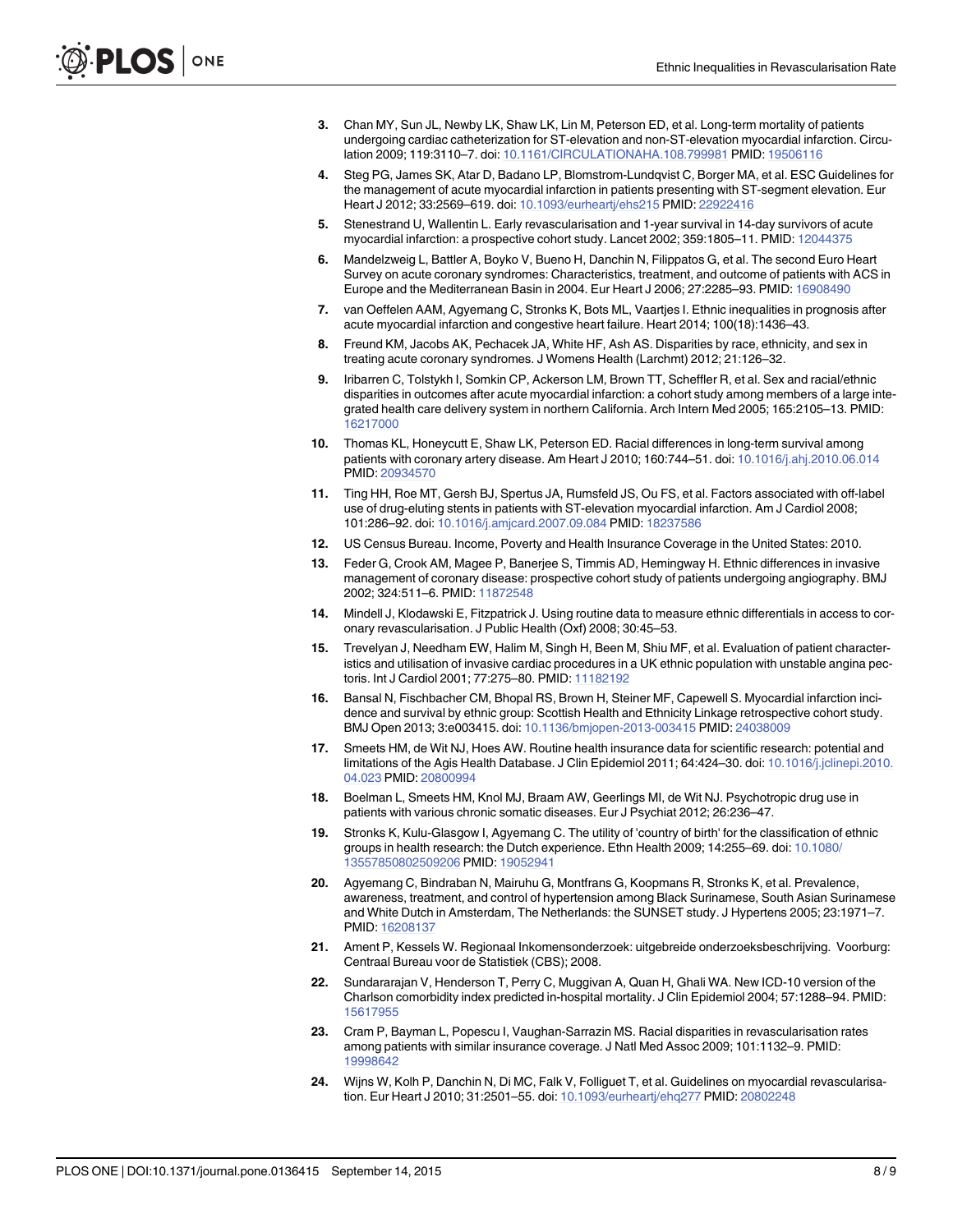3. Chan MY, Sun JL, Newby LK, Shaw LK, Lin M, Peterson ED, et al. Long-term mortality of patients undergoing cardiac catheterization for ST-elevation and non-ST-elevation myocardial infarction. Circulation 2009; 119:3110–7. doi: 10.1161/CIRCULATIONAHA.108.799981 PMID: 19506116
4. Steg PG, James SK, Atar D, Badano LP, Blomstrom-Lundqvist C, Borger MA, et al. ESC Guidelines for the management of acute myocardial infarction in patients presenting with ST-segment elevation. Eur Heart J 2012; 33:2569–619. doi: 10.1093/eurheartj/ehs215 PMID: 22922416
5. Stenestrand U, Wallentin L. Early revascularisation and 1-year survival in 14-day survivors of acute myocardial infarction: a prospective cohort study. Lancet 2002; 359:1805–11. PMID: 12044375
6. Mandelzweig L, Battler A, Boyko V, Bueno H, Danchin N, Filippatos G, et al. The second Euro Heart Survey on acute coronary syndromes: Characteristics, treatment, and outcome of patients with ACS in Europe and the Mediterranean Basin in 2004. Eur Heart J 2006; 27:2285–93. PMID: 16908490
7. van Oeffelen AAM, Agyemang C, Stronks K, Bots ML, Vaartjes I. Ethnic inequalities in prognosis after acute myocardial infarction and congestive heart failure. Heart 2014; 100(18):1436–43.
8. Freund KM, Jacobs AK, Pechacek JA, White HF, Ash AS. Disparities by race, ethnicity, and sex in treating acute coronary syndromes. J Womens Health (Larchmt) 2012; 21:126–32.
9. Iribarren C, Tolstykh I, Somkin CP, Ackerson LM, Brown TT, Scheffler R, et al. Sex and racial/ethnic disparities in outcomes after acute myocardial infarction: a cohort study among members of a large integrated health care delivery system in northern California. Arch Intern Med 2005; 165:2105–13. PMID: 16217000
10. Thomas KL, Honeycutt E, Shaw LK, Peterson ED. Racial differences in long-term survival among patients with coronary artery disease. Am Heart J 2010; 160:744–51. doi: 10.1016/j.ahj.2010.06.014 PMID: 20934570
11. Ting HH, Roe MT, Gersh BJ, Spertus JA, Rumsfeld JS, Ou FS, et al. Factors associated with off-label use of drug-eluting stents in patients with ST-elevation myocardial infarction. Am J Cardiol 2008; 101:286–92. doi: 10.1016/j.amjcard.2007.09.084 PMID: 18237586
12. US Census Bureau. Income, Poverty and Health Insurance Coverage in the United States: 2010.
13. Feder G, Crook AM, Magee P, Banerjee S, Timmis AD, Hemingway H. Ethnic differences in invasive management of coronary disease: prospective cohort study of patients undergoing angiography. BMJ 2002; 324:511–6. PMID: 11872548
14. Mindell J, Klodawski E, Fitzpatrick J. Using routine data to measure ethnic differentials in access to coronary revascularisation. J Public Health (Oxf) 2008; 30:45–53.
15. Trevelyan J, Needham EW, Halim M, Singh H, Been M, Shiu MF, et al. Evaluation of patient characteristics and utilisation of invasive cardiac procedures in a UK ethnic population with unstable angina pectoris. Int J Cardiol 2001; 77:275–80. PMID: 11182192
16. Bansal N, Fischbacher CM, Bhopal RS, Brown H, Steiner MF, Capewell S. Myocardial infarction incidence and survival by ethnic group: Scottish Health and Ethnicity Linkage retrospective cohort study. BMJ Open 2013; 3:e003415. doi: 10.1136/bmjopen-2013-003415 PMID: 24038009
17. Smeets HM, de Wit NJ, Hoes AW. Routine health insurance data for scientific research: potential and limitations of the Agis Health Database. J Clin Epidemiol 2011; 64:424–30. doi: 10.1016/j.jclinepi.2010.04.023 PMID: 20800994
18. Boelman L, Smeets HM, Knol MJ, Braam AW, Geerlings MI, de Wit NJ. Psychotropic drug use in patients with various chronic somatic diseases. Eur J Psychiat 2012; 26:236–47.
19. Stronks K, Kulu-Glasgow I, Agyemang C. The utility of 'country of birth' for the classification of ethnic groups in health research: the Dutch experience. Ethn Health 2009; 14:255–69. doi: 10.1080/13557850802509206 PMID: 19052941
20. Agyemang C, Bindraban N, Mairuhu G, Montfrans G, Koopmans R, Stronks K, et al. Prevalence, awareness, treatment, and control of hypertension among Black Surinamese, South Asian Surinamese and White Dutch in Amsterdam, The Netherlands: the SUNSET study. J Hypertens 2005; 23:1971–7. PMID: 16208137
21. Ament P, Kessels W. Regionaal Inkomensonderzoek: uitgebreide onderzoeksbeschrijving. Voorburg: Centraal Bureau voor de Statistiek (CBS); 2008.
22. Sundararajan V, Henderson T, Perry C, Muggivan A, Quan H, Ghali WA. New ICD-10 version of the Charlson comorbidity index predicted in-hospital mortality. J Clin Epidemiol 2004; 57:1288–94. PMID: 15617955
23. Cram P, Bayman L, Popescu I, Vaughan-Sarrazin MS. Racial disparities in revascularisation rates among patients with similar insurance coverage. J Natl Med Assoc 2009; 101:1132–9. PMID: 19998642
24. Wijns W, Kolh P, Danchin N, Di MC, Falk V, Folliguet T, et al. Guidelines on myocardial revascularisation. Eur Heart J 2010; 31:2501–55. doi: 10.1093/eurheartj/ehq277 PMID: 20802248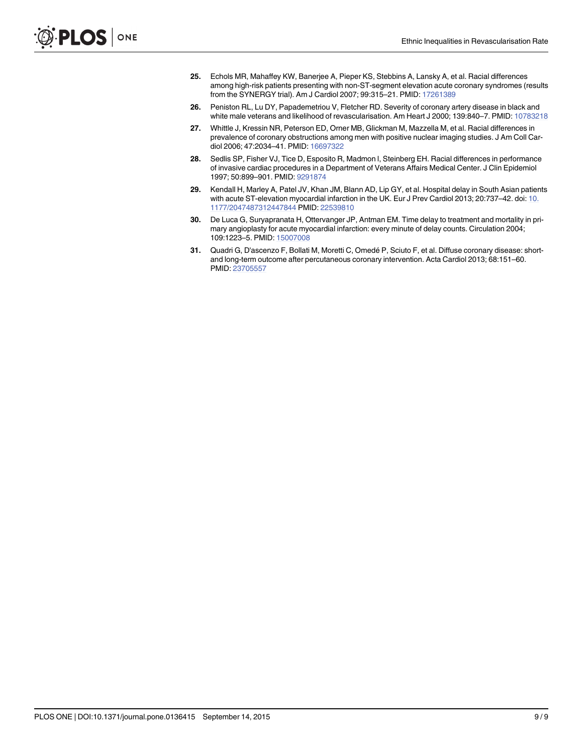25. Echols MR, Mahaffey KW, Banerjee A, Pieper KS, Stebbins A, Lansky A, et al. Racial differences among high-risk patients presenting with non-ST-segment elevation acute coronary syndromes (results from the SYNERGY trial). Am J Cardiol 2007; 99:315–21. PMID: 17261389

26. Peniston RL, Lu DY, Papademetriou V, Fletcher RD. Severity of coronary artery disease in black and white male veterans and likelihood of revascularisation. Am Heart J 2000; 139:840–7. PMID: 10783218

27. Whittle J, Kressin NR, Peterson ED, Orner MB, Glickman M, Mazzella M, et al. Racial differences in prevalence of coronary obstructions among men with positive nuclear imaging studies. J Am Coll Cardiol 2006; 47:2034–41. PMID: 16697322

28. Sedlis SP, Fisher VJ, Tice D, Esposito R, Madmon l, Steinberg EH. Racial differences in performance of invasive cardiac procedures in a Department of Veterans Affairs Medical Center. J Clin Epidemiol 1997; 50:899–901. PMID: 9291874

29. Kendall H, Marley A, Patel JV, Khan JM, Blann AD, Lip GY, et al. Hospital delay in South Asian patients with acute ST-elevation myocardial infarction in the UK. Eur J Prev Cardiol 2013; 20:737–42. doi: 10.1177/2047487312447844 PMID: 22539810

30. De Luca G, Suryapranata H, Ottervanger JP, Antman EM. Time delay to treatment and mortality in primary angioplasty for acute myocardial infarction: every minute of delay counts. Circulation 2004; 109:1223–5. PMID: 15007008

31. Quadri G, D'ascenzo F, Bollati M, Moretti C, Omedé P, Sciuto F, et al. Diffuse coronary disease: short- and long-term outcome after percutaneous coronary intervention. Acta Cardiol 2013; 68:151–60. PMID: 23705557